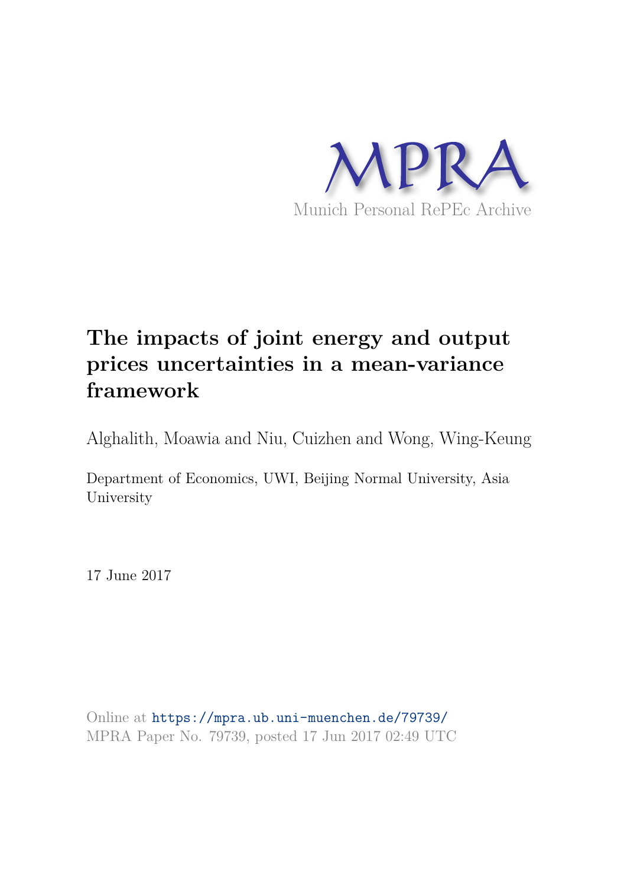MPRA

Munich Personal RePEc Archive

# The impacts of joint energy and output prices uncertainties in a mean-variance framework

Alghalith, Moawia and Niu, Cuizhen and Wong, Wing-Keung

Department of Economics, UWI, Beijing Normal University, Asia University

17 June 2017

Online at https://mpra.ub.uni-muenchen.de/79739/
MPRA Paper No. 79739, posted 17 Jun 2017 02:49 UTC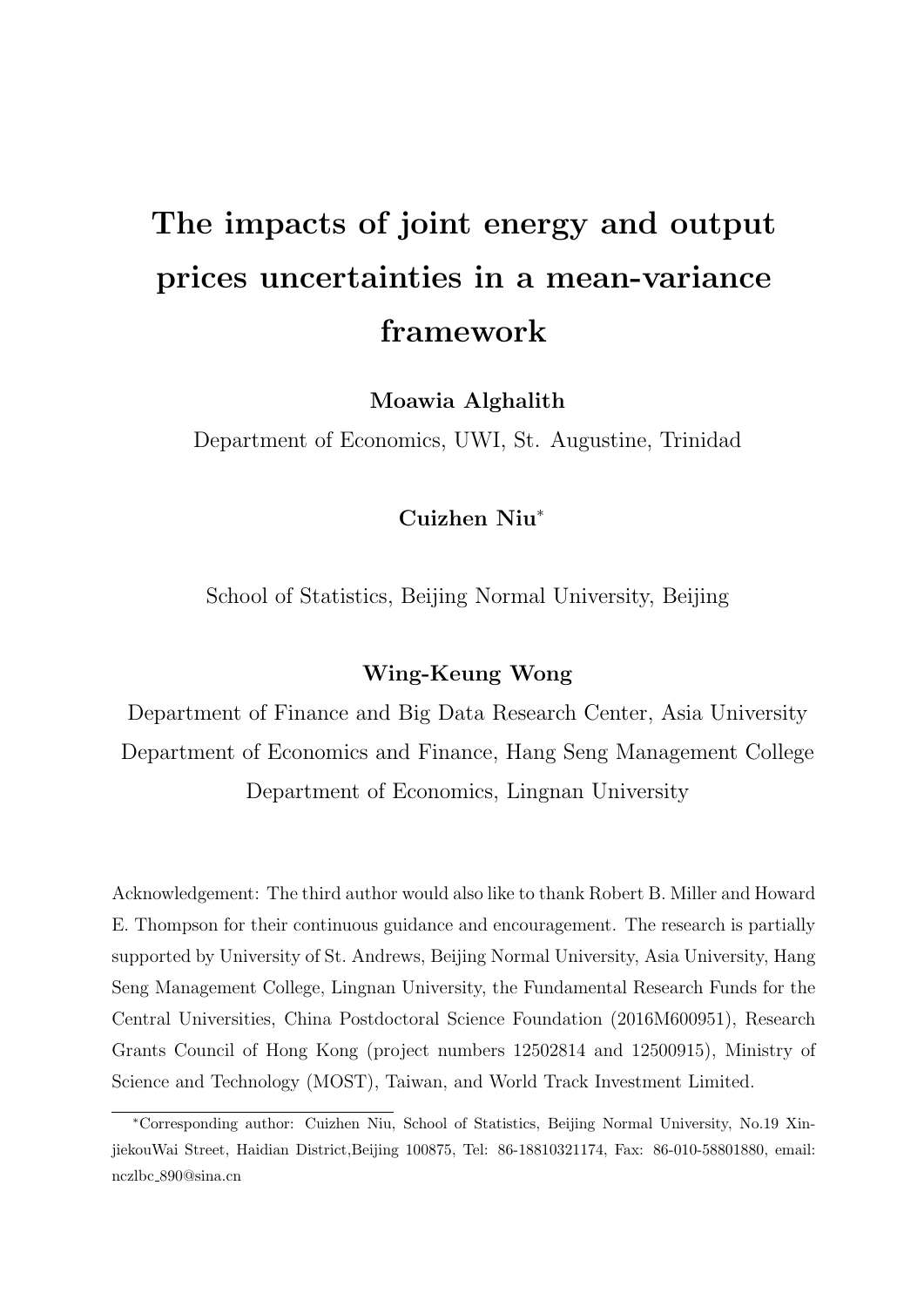# The impacts of joint energy and output prices uncertainties in a mean-variance framework

**Moawia Alghalith**

Department of Economics, UWI, St. Augustine, Trinidad

**Cuizhen Niu***

School of Statistics, Beijing Normal University, Beijing

**Wing-Keung Wong**

Department of Finance and Big Data Research Center, Asia University

Department of Economics and Finance, Hang Seng Management College

Department of Economics, Lingnan University

Acknowledgement: The third author would also like to thank Robert B. Miller and Howard E. Thompson for their continuous guidance and encouragement. The research is partially supported by University of St. Andrews, Beijing Normal University, Asia University, Hang Seng Management College, Lingnan University, the Fundamental Research Funds for the Central Universities, China Postdoctoral Science Foundation (2016M600951), Research Grants Council of Hong Kong (project numbers 12502814 and 12500915), Ministry of Science and Technology (MOST), Taiwan, and World Track Investment Limited.

*Corresponding author: Cuizhen Niu, School of Statistics, Beijing Normal University, No.19 XinjiekouWai Street, Haidian District,Beijing 100875, Tel: 86-18810321174, Fax: 86-010-58801880, email: nczlbc_890@sina.cn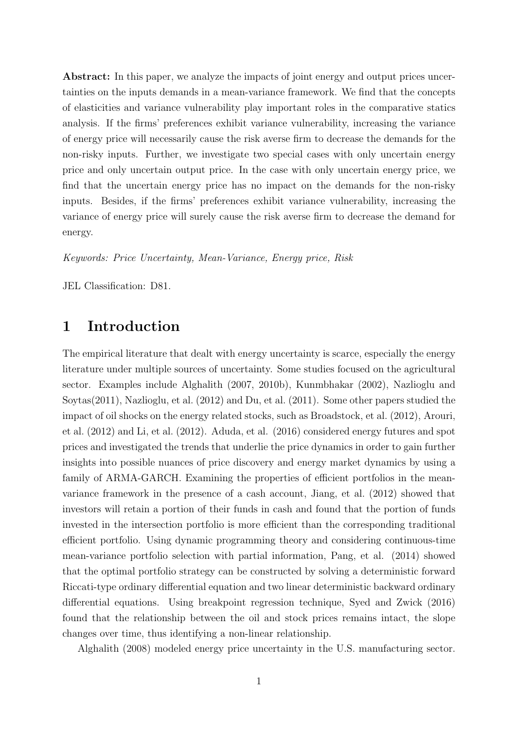**Abstract:** In this paper, we analyze the impacts of joint energy and output prices uncertainties on the inputs demands in a mean-variance framework. We find that the concepts of elasticities and variance vulnerability play important roles in the comparative statics analysis. If the firms' preferences exhibit variance vulnerability, increasing the variance of energy price will necessarily cause the risk averse firm to decrease the demands for the non-risky inputs. Further, we investigate two special cases with only uncertain energy price and only uncertain output price. In the case with only uncertain energy price, we find that the uncertain energy price has no impact on the demands for the non-risky inputs. Besides, if the firms' preferences exhibit variance vulnerability, increasing the variance of energy price will surely cause the risk averse firm to decrease the demand for energy.

*Keywords: Price Uncertainty, Mean-Variance, Energy price, Risk*

JEL Classification: D81.

# 1 Introduction

The empirical literature that dealt with energy uncertainty is scarce, especially the energy literature under multiple sources of uncertainty. Some studies focused on the agricultural sector. Examples include Alghalith (2007, 2010b), Kunmbhakar (2002), Nazlioglu and Soytas(2011), Nazlioglu, et al. (2012) and Du, et al. (2011). Some other papers studied the impact of oil shocks on the energy related stocks, such as Broadstock, et al. (2012), Arouri, et al. (2012) and Li, et al. (2012). Aduda, et al. (2016) considered energy futures and spot prices and investigated the trends that underlie the price dynamics in order to gain further insights into possible nuances of price discovery and energy market dynamics by using a family of ARMA-GARCH. Examining the properties of efficient portfolios in the mean-variance framework in the presence of a cash account, Jiang, et al. (2012) showed that investors will retain a portion of their funds in cash and found that the portion of funds invested in the intersection portfolio is more efficient than the corresponding traditional efficient portfolio. Using dynamic programming theory and considering continuous-time mean-variance portfolio selection with partial information, Pang, et al. (2014) showed that the optimal portfolio strategy can be constructed by solving a deterministic forward Riccati-type ordinary differential equation and two linear deterministic backward ordinary differential equations. Using breakpoint regression technique, Syed and Zwick (2016) found that the relationship between the oil and stock prices remains intact, the slope changes over time, thus identifying a non-linear relationship.

Alghalith (2008) modeled energy price uncertainty in the U.S. manufacturing sector.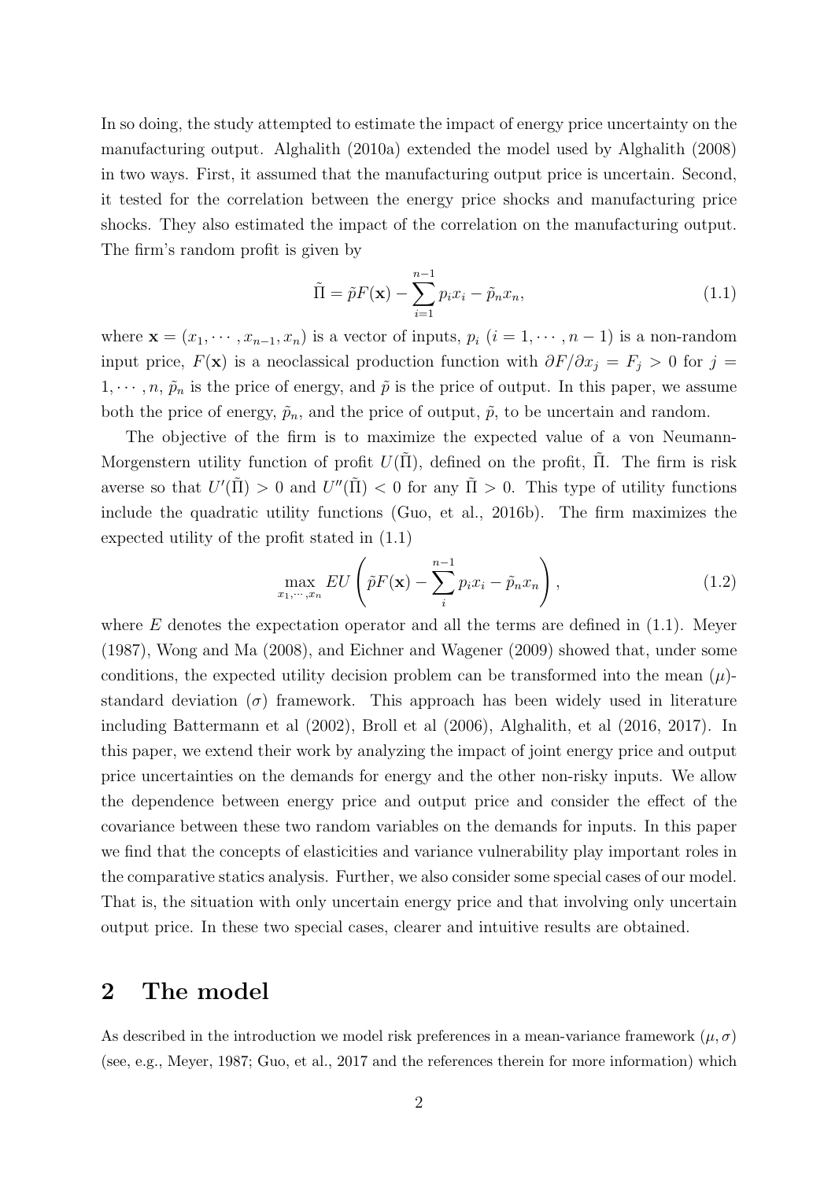In so doing, the study attempted to estimate the impact of energy price uncertainty on the manufacturing output. Alghalith (2010a) extended the model used by Alghalith (2008) in two ways. First, it assumed that the manufacturing output price is uncertain. Second, it tested for the correlation between the energy price shocks and manufacturing price shocks. They also estimated the impact of the correlation on the manufacturing output. The firm's random profit is given by

$$\tilde{\Pi} = \tilde{p}F(\mathbf{x}) - \sum_{i=1}^{n-1} p_i x_i - \tilde{p}_n x_n, \tag{1.1}$$

where $\mathbf{x} = (x_1, \cdots, x_{n-1}, x_n)$ is a vector of inputs, $p_i$ $(i = 1, \cdots, n-1)$ is a non-random input price, $F(\mathbf{x})$ is a neoclassical production function with $\partial F/\partial x_j = F_j > 0$ for $j = 1, \cdots, n$, $\tilde{p}_n$ is the price of energy, and $\tilde{p}$ is the price of output. In this paper, we assume both the price of energy, $\tilde{p}_n$, and the price of output, $\tilde{p}$, to be uncertain and random.

The objective of the firm is to maximize the expected value of a von Neumann-Morgenstern utility function of profit $U(\tilde{\Pi})$, defined on the profit, $\tilde{\Pi}$. The firm is risk averse so that $U'(\tilde{\Pi}) > 0$ and $U''(\tilde{\Pi}) < 0$ for any $\tilde{\Pi} > 0$. This type of utility functions include the quadratic utility functions (Guo, et al., 2016b). The firm maximizes the expected utility of the profit stated in (1.1)

$$\max_{x_1, \cdots, x_n} EU\left(\tilde{p}F(\mathbf{x}) - \sum_{i}^{n-1} p_i x_i - \tilde{p}_n x_n\right), \tag{1.2}$$

where $E$ denotes the expectation operator and all the terms are defined in (1.1). Meyer (1987), Wong and Ma (2008), and Eichner and Wagener (2009) showed that, under some conditions, the expected utility decision problem can be transformed into the mean ($\mu$)-standard deviation ($\sigma$) framework. This approach has been widely used in literature including Battermann et al (2002), Broll et al (2006), Alghalith, et al (2016, 2017). In this paper, we extend their work by analyzing the impact of joint energy price and output price uncertainties on the demands for energy and the other non-risky inputs. We allow the dependence between energy price and output price and consider the effect of the covariance between these two random variables on the demands for inputs. In this paper we find that the concepts of elasticities and variance vulnerability play important roles in the comparative statics analysis. Further, we also consider some special cases of our model. That is, the situation with only uncertain energy price and that involving only uncertain output price. In these two special cases, clearer and intuitive results are obtained.

## 2 The model

As described in the introduction we model risk preferences in a mean-variance framework $(\mu, \sigma)$ (see, e.g., Meyer, 1987; Guo, et al., 2017 and the references therein for more information) which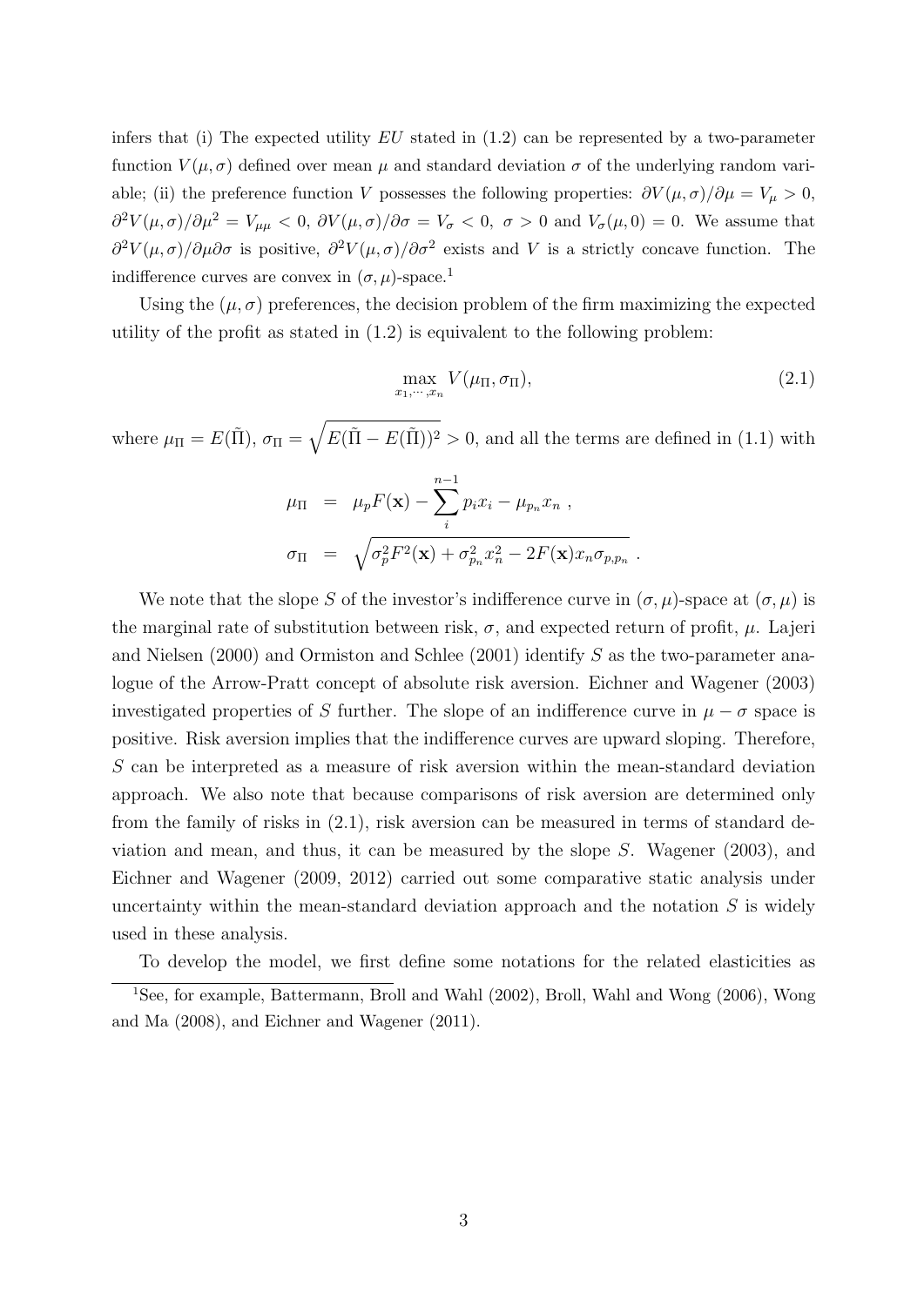infers that (i) The expected utility $EU$ stated in (1.2) can be represented by a two-parameter function $V(\mu, \sigma)$ defined over mean $\mu$ and standard deviation $\sigma$ of the underlying random variable; (ii) the preference function $V$ possesses the following properties: $\partial V(\mu, \sigma)/\partial \mu = V_\mu > 0$, $\partial^2 V(\mu, \sigma)/\partial \mu^2 = V_{\mu\mu} < 0$, $\partial V(\mu, \sigma)/\partial \sigma = V_\sigma < 0$, $\sigma > 0$ and $V_\sigma(\mu, 0) = 0$. We assume that $\partial^2 V(\mu, \sigma)/\partial \mu \partial \sigma$ is positive, $\partial^2 V(\mu, \sigma)/\partial \sigma^2$ exists and $V$ is a strictly concave function. The indifference curves are convex in $(\sigma, \mu)$-space.[1]

Using the $(\mu, \sigma)$ preferences, the decision problem of the firm maximizing the expected utility of the profit as stated in (1.2) is equivalent to the following problem:

$$\max_{x_1, \cdots, x_n} V(\mu_\Pi, \sigma_\Pi), \tag{2.1}$$

where $\mu_\Pi = E(\tilde{\Pi})$, $\sigma_\Pi = \sqrt{E(\tilde{\Pi} - E(\tilde{\Pi}))^2} > 0$, and all the terms are defined in (1.1) with

$$\begin{aligned}
\mu_\Pi &= \mu_p F(\mathbf{x}) - \sum_{i}^{n-1} p_i x_i - \mu_{p_n} x_n \ , \\
\sigma_\Pi &= \sqrt{\sigma_p^2 F^2(\mathbf{x}) + \sigma_{p_n}^2 x_n^2 - 2F(\mathbf{x}) x_n \sigma_{p,p_n}} \ .
\end{aligned}$$

We note that the slope $S$ of the investor's indifference curve in $(\sigma, \mu)$-space at $(\sigma, \mu)$ is the marginal rate of substitution between risk, $\sigma$, and expected return of profit, $\mu$. Lajeri and Nielsen (2000) and Ormiston and Schlee (2001) identify $S$ as the two-parameter analogue of the Arrow-Pratt concept of absolute risk aversion. Eichner and Wagener (2003) investigated properties of $S$ further. The slope of an indifference curve in $\mu - \sigma$ space is positive. Risk aversion implies that the indifference curves are upward sloping. Therefore, $S$ can be interpreted as a measure of risk aversion within the mean-standard deviation approach. We also note that because comparisons of risk aversion are determined only from the family of risks in (2.1), risk aversion can be measured in terms of standard deviation and mean, and thus, it can be measured by the slope $S$. Wagener (2003), and Eichner and Wagener (2009, 2012) carried out some comparative static analysis under uncertainty within the mean-standard deviation approach and the notation $S$ is widely used in these analysis.

To develop the model, we first define some notations for the related elasticities as

[1]See, for example, Battermann, Broll and Wahl (2002), Broll, Wahl and Wong (2006), Wong and Ma (2008), and Eichner and Wagener (2011).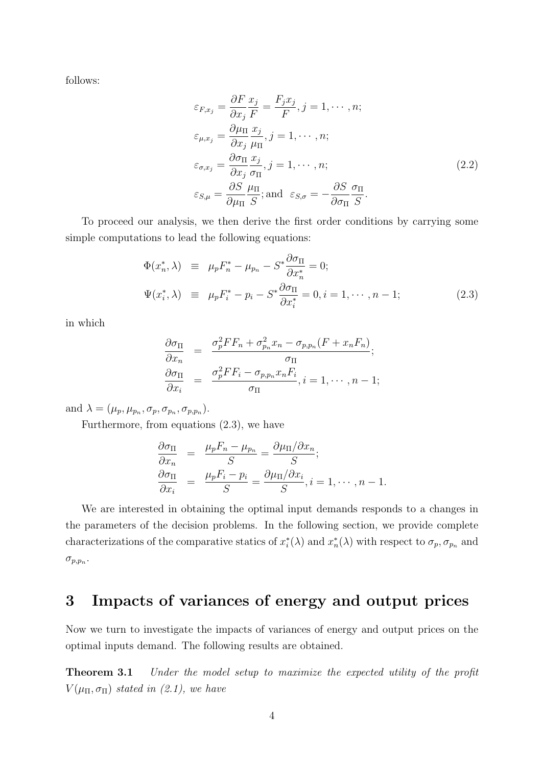follows:

$$
\begin{aligned}
\varepsilon_{F,x_j} &= \frac{\partial F}{\partial x_j}\frac{x_j}{F} = \frac{F_j x_j}{F}, j = 1, \cdots, n;\\
\varepsilon_{\mu,x_j} &= \frac{\partial \mu_\Pi}{\partial x_j}\frac{x_j}{\mu_\Pi}, j = 1, \cdots, n;\\
\varepsilon_{\sigma,x_j} &= \frac{\partial \sigma_\Pi}{\partial x_j}\frac{x_j}{\sigma_\Pi}, j = 1, \cdots, n;\\
\varepsilon_{S,\mu} &= \frac{\partial S}{\partial \mu_\Pi}\frac{\mu_\Pi}{S}; \text{and} \quad \varepsilon_{S,\sigma} = -\frac{\partial S}{\partial \sigma_\Pi}\frac{\sigma_\Pi}{S}.
\end{aligned}
\tag{2.2}
$$

To proceed our analysis, we then derive the first order conditions by carrying some simple computations to lead the following equations:

$$
\begin{aligned}
\Phi(x_n^*, \lambda) &\equiv \mu_p F_n^* - \mu_{p_n} - S^* \frac{\partial \sigma_\Pi}{\partial x_n^*} = 0;\\
\Psi(x_i^*, \lambda) &\equiv \mu_p F_i^* - p_i - S^* \frac{\partial \sigma_\Pi}{\partial x_i^*} = 0, i = 1, \cdots, n-1;
\end{aligned}
\tag{2.3}
$$

in which

$$
\begin{aligned}
\frac{\partial \sigma_\Pi}{\partial x_n} &= \frac{\sigma_p^2 F F_n + \sigma_{p_n}^2 x_n - \sigma_{p,p_n}(F + x_n F_n)}{\sigma_\Pi};\\
\frac{\partial \sigma_\Pi}{\partial x_i} &= \frac{\sigma_p^2 F F_i - \sigma_{p,p_n} x_n F_i}{\sigma_\Pi}, i = 1, \cdots, n-1;
\end{aligned}
$$

and $\lambda = (\mu_p, \mu_{p_n}, \sigma_p, \sigma_{p_n}, \sigma_{p,p_n})$.

Furthermore, from equations (2.3), we have

$$
\begin{aligned}
\frac{\partial \sigma_\Pi}{\partial x_n} &= \frac{\mu_p F_n - \mu_{p_n}}{S} = \frac{\partial \mu_\Pi / \partial x_n}{S};\\
\frac{\partial \sigma_\Pi}{\partial x_i} &= \frac{\mu_p F_i - p_i}{S} = \frac{\partial \mu_\Pi / \partial x_i}{S}, i = 1, \cdots, n-1.
\end{aligned}
$$

We are interested in obtaining the optimal input demands responds to a changes in the parameters of the decision problems. In the following section, we provide complete characterizations of the comparative statics of $x_i^*(\lambda)$ and $x_n^*(\lambda)$ with respect to $\sigma_p, \sigma_{p_n}$ and $\sigma_{p,p_n}$.

# 3 Impacts of variances of energy and output prices

Now we turn to investigate the impacts of variances of energy and output prices on the optimal inputs demand. The following results are obtained.

**Theorem 3.1** *Under the model setup to maximize the expected utility of the profit $V(\mu_\Pi, \sigma_\Pi)$ stated in (2.1), we have*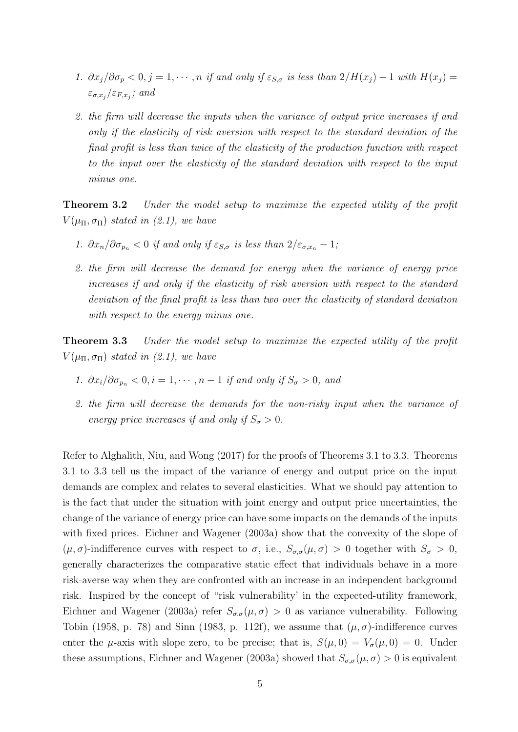1. *$\partial x_j / \partial \sigma_p < 0, j = 1, \cdots, n$ if and only if $\varepsilon_{S,\sigma}$ is less than $2/H(x_j) - 1$ with $H(x_j) = \varepsilon_{\sigma,x_j}/\varepsilon_{F,x_j}$; and*
2. *the firm will decrease the inputs when the variance of output price increases if and only if the elasticity of risk aversion with respect to the standard deviation of the final profit is less than twice of the elasticity of the production function with respect to the input over the elasticity of the standard deviation with respect to the input minus one.*

**Theorem 3.2** *Under the model setup to maximize the expected utility of the profit $V(\mu_\Pi, \sigma_\Pi)$ stated in (2.1), we have*

1. *$\partial x_n / \partial \sigma_{p_n} < 0$ if and only if $\varepsilon_{S,\sigma}$ is less than $2/\varepsilon_{\sigma,x_n} - 1$;*
2. *the firm will decrease the demand for energy when the variance of energy price increases if and only if the elasticity of risk aversion with respect to the standard deviation of the final profit is less than two over the elasticity of standard deviation with respect to the energy minus one.*

**Theorem 3.3** *Under the model setup to maximize the expected utility of the profit $V(\mu_\Pi, \sigma_\Pi)$ stated in (2.1), we have*

1. *$\partial x_i / \partial \sigma_{p_n} < 0, i = 1, \cdots, n-1$ if and only if $S_\sigma > 0$, and*
2. *the firm will decrease the demands for the non-risky input when the variance of energy price increases if and only if $S_\sigma > 0$.*

Refer to Alghalith, Niu, and Wong (2017) for the proofs of Theorems 3.1 to 3.3. Theorems 3.1 to 3.3 tell us the impact of the variance of energy and output price on the input demands are complex and relates to several elasticities. What we should pay attention to is the fact that under the situation with joint energy and output price uncertainties, the change of the variance of energy price can have some impacts on the demands of the inputs with fixed prices. Eichner and Wagener (2003a) show that the convexity of the slope of $(\mu, \sigma)$-indifference curves with respect to $\sigma$, i.e., $S_{\sigma,\sigma}(\mu, \sigma) > 0$ together with $S_\sigma > 0$, generally characterizes the comparative static effect that individuals behave in a more risk-averse way when they are confronted with an increase in an independent background risk. Inspired by the concept of "risk vulnerability' in the expected-utility framework, Eichner and Wagener (2003a) refer $S_{\sigma,\sigma}(\mu, \sigma) > 0$ as variance vulnerability. Following Tobin (1958, p. 78) and Sinn (1983, p. 112f), we assume that $(\mu, \sigma)$-indifference curves enter the $\mu$-axis with slope zero, to be precise; that is, $S(\mu, 0) = V_\sigma(\mu, 0) = 0$. Under these assumptions, Eichner and Wagener (2003a) showed that $S_{\sigma,\sigma}(\mu, \sigma) > 0$ is equivalent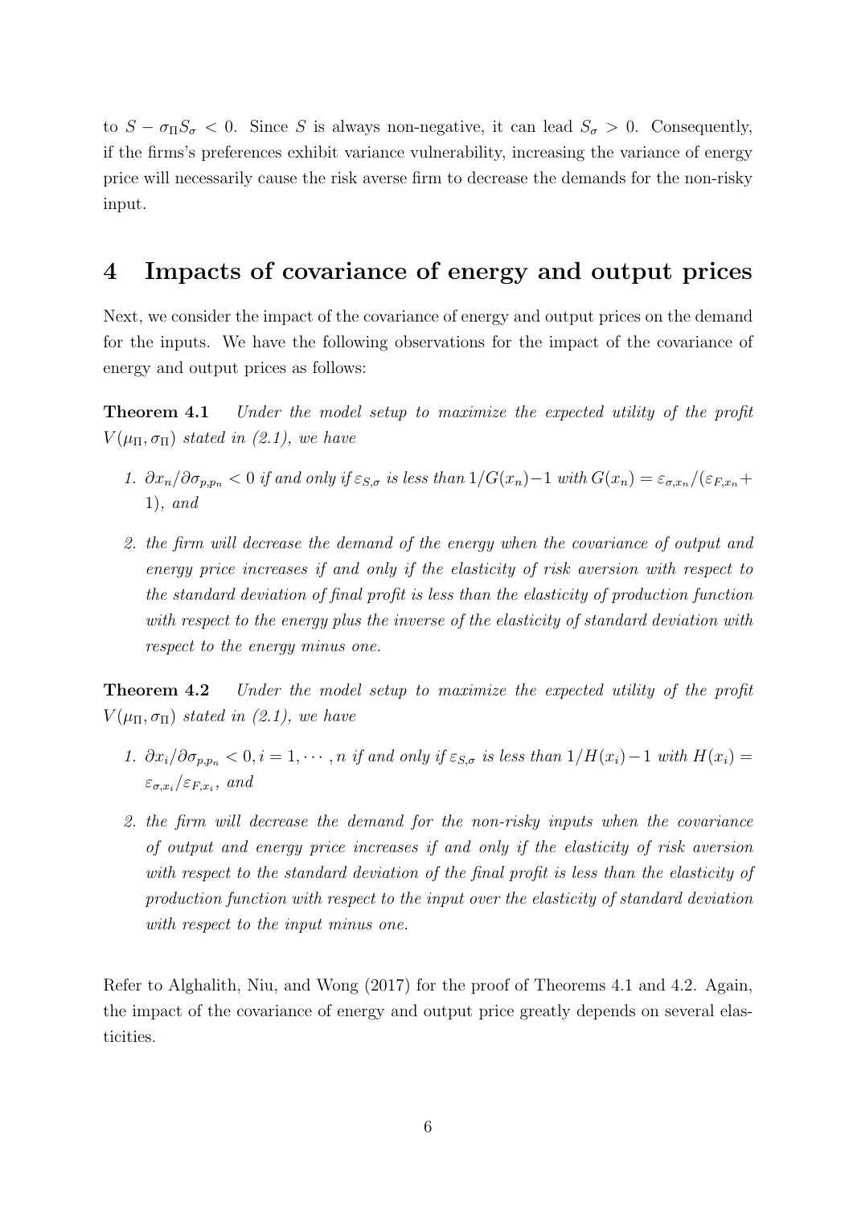to $S - \sigma_\Pi S_\sigma < 0$. Since $S$ is always non-negative, it can lead $S_\sigma > 0$. Consequently, if the firms's preferences exhibit variance vulnerability, increasing the variance of energy price will necessarily cause the risk averse firm to decrease the demands for the non-risky input.

# 4 Impacts of covariance of energy and output prices

Next, we consider the impact of the covariance of energy and output prices on the demand for the inputs. We have the following observations for the impact of the covariance of energy and output prices as follows:

**Theorem 4.1** *Under the model setup to maximize the expected utility of the profit $V(\mu_\Pi, \sigma_\Pi)$ stated in (2.1), we have*

1. *$\partial x_n / \partial \sigma_{p,p_n} < 0$ if and only if $\varepsilon_{S,\sigma}$ is less than $1/G(x_n) - 1$ with $G(x_n) = \varepsilon_{\sigma,x_n}/(\varepsilon_{F,x_n} + 1)$, and*
2. *the firm will decrease the demand of the energy when the covariance of output and energy price increases if and only if the elasticity of risk aversion with respect to the standard deviation of final profit is less than the elasticity of production function with respect to the energy plus the inverse of the elasticity of standard deviation with respect to the energy minus one.*

**Theorem 4.2** *Under the model setup to maximize the expected utility of the profit $V(\mu_\Pi, \sigma_\Pi)$ stated in (2.1), we have*

1. *$\partial x_i / \partial \sigma_{p,p_n} < 0, i = 1, \cdots, n$ if and only if $\varepsilon_{S,\sigma}$ is less than $1/H(x_i) - 1$ with $H(x_i) = \varepsilon_{\sigma,x_i}/\varepsilon_{F,x_i}$, and*
2. *the firm will decrease the demand for the non-risky inputs when the covariance of output and energy price increases if and only if the elasticity of risk aversion with respect to the standard deviation of the final profit is less than the elasticity of production function with respect to the input over the elasticity of standard deviation with respect to the input minus one.*

Refer to Alghalith, Niu, and Wong (2017) for the proof of Theorems 4.1 and 4.2. Again, the impact of the covariance of energy and output price greatly depends on several elasticities.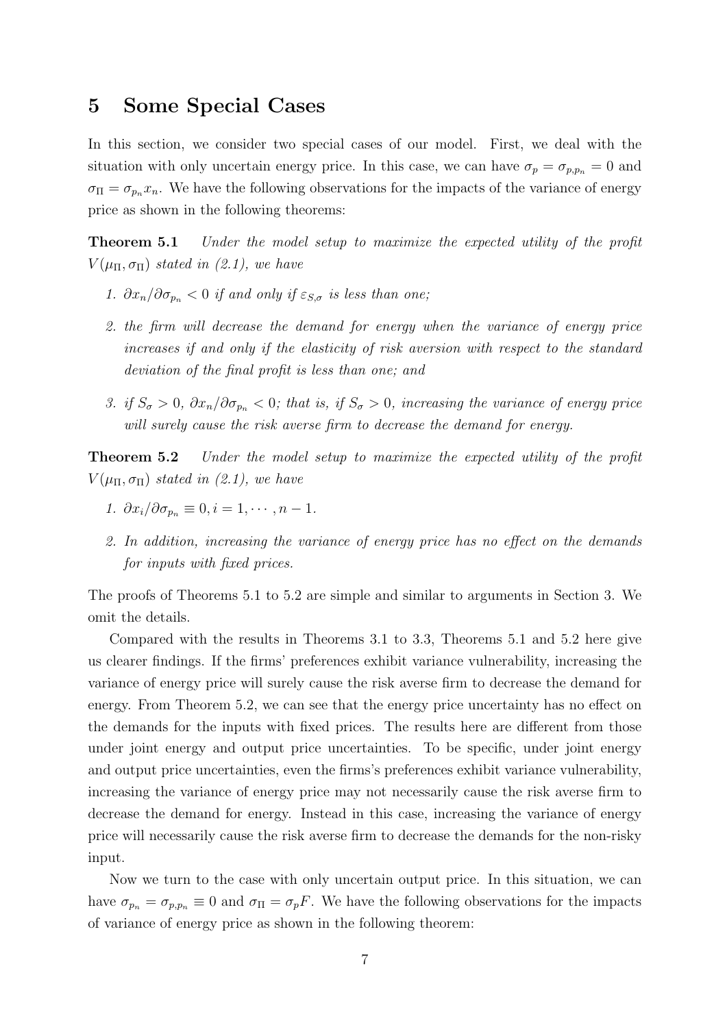## 5 Some Special Cases

In this section, we consider two special cases of our model. First, we deal with the situation with only uncertain energy price. In this case, we can have $\sigma_p = \sigma_{p,p_n} = 0$ and $\sigma_\Pi = \sigma_{p_n} x_n$. We have the following observations for the impacts of the variance of energy price as shown in the following theorems:

**Theorem 5.1** *Under the model setup to maximize the expected utility of the profit $V(\mu_\Pi, \sigma_\Pi)$ stated in (2.1), we have*

1. *$\partial x_n / \partial \sigma_{p_n} < 0$ if and only if $\varepsilon_{S,\sigma}$ is less than one;*
2. *the firm will decrease the demand for energy when the variance of energy price increases if and only if the elasticity of risk aversion with respect to the standard deviation of the final profit is less than one; and*
3. *if $S_\sigma > 0$, $\partial x_n / \partial \sigma_{p_n} < 0$; that is, if $S_\sigma > 0$, increasing the variance of energy price will surely cause the risk averse firm to decrease the demand for energy.*

**Theorem 5.2** *Under the model setup to maximize the expected utility of the profit $V(\mu_\Pi, \sigma_\Pi)$ stated in (2.1), we have*

1. *$\partial x_i / \partial \sigma_{p_n} \equiv 0, i = 1, \cdots, n-1$.*
2. *In addition, increasing the variance of energy price has no effect on the demands for inputs with fixed prices.*

The proofs of Theorems 5.1 to 5.2 are simple and similar to arguments in Section 3. We omit the details.

Compared with the results in Theorems 3.1 to 3.3, Theorems 5.1 and 5.2 here give us clearer findings. If the firms' preferences exhibit variance vulnerability, increasing the variance of energy price will surely cause the risk averse firm to decrease the demand for energy. From Theorem 5.2, we can see that the energy price uncertainty has no effect on the demands for the inputs with fixed prices. The results here are different from those under joint energy and output price uncertainties. To be specific, under joint energy and output price uncertainties, even the firms's preferences exhibit variance vulnerability, increasing the variance of energy price may not necessarily cause the risk averse firm to decrease the demand for energy. Instead in this case, increasing the variance of energy price will necessarily cause the risk averse firm to decrease the demands for the non-risky input.

Now we turn to the case with only uncertain output price. In this situation, we can have $\sigma_{p_n} = \sigma_{p,p_n} \equiv 0$ and $\sigma_\Pi = \sigma_p F$. We have the following observations for the impacts of variance of energy price as shown in the following theorem: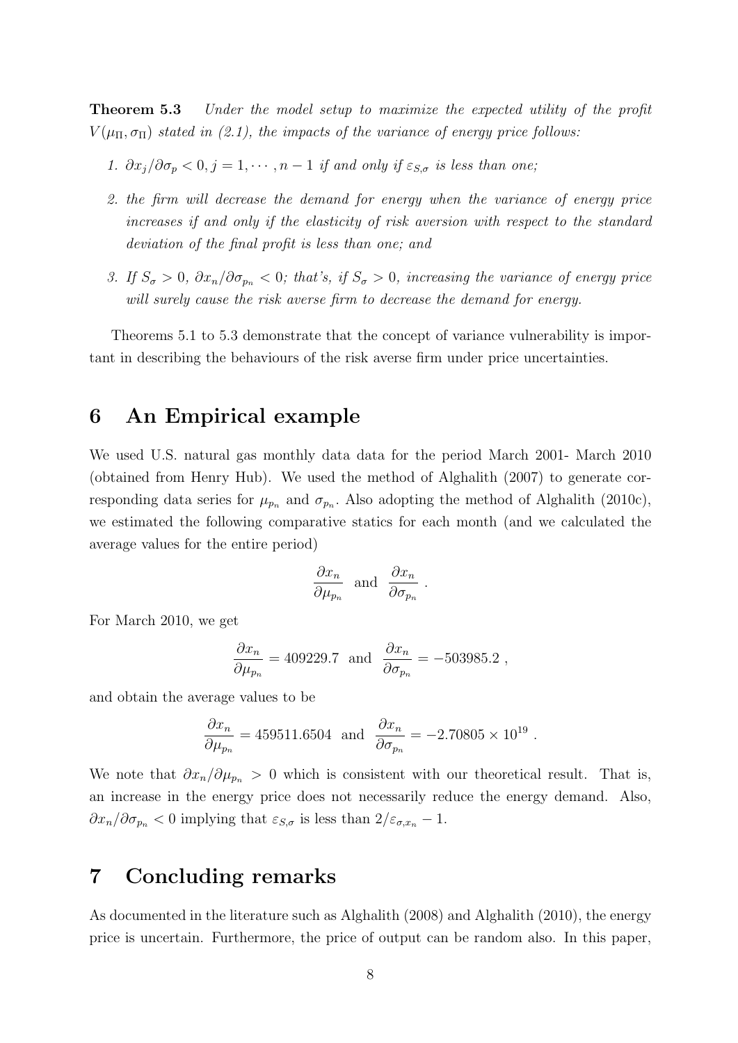**Theorem 5.3** *Under the model setup to maximize the expected utility of the profit $V(\mu_\Pi, \sigma_\Pi)$ stated in (2.1), the impacts of the variance of energy price follows:*

1. *$\partial x_j / \partial \sigma_p < 0, j = 1, \cdots, n-1$ if and only if $\varepsilon_{S,\sigma}$ is less than one;*
2. *the firm will decrease the demand for energy when the variance of energy price increases if and only if the elasticity of risk aversion with respect to the standard deviation of the final profit is less than one; and*
3. *If $S_\sigma > 0$, $\partial x_n / \partial \sigma_{p_n} < 0$; that's, if $S_\sigma > 0$, increasing the variance of energy price will surely cause the risk averse firm to decrease the demand for energy.*

Theorems 5.1 to 5.3 demonstrate that the concept of variance vulnerability is important in describing the behaviours of the risk averse firm under price uncertainties.

# 6 An Empirical example

We used U.S. natural gas monthly data data for the period March 2001- March 2010 (obtained from Henry Hub). We used the method of Alghalith (2007) to generate corresponding data series for $\mu_{p_n}$ and $\sigma_{p_n}$. Also adopting the method of Alghalith (2010c), we estimated the following comparative statics for each month (and we calculated the average values for the entire period)

$$\frac{\partial x_n}{\partial \mu_{p_n}} \text{ and } \frac{\partial x_n}{\partial \sigma_{p_n}} .$$

For March 2010, we get

$$\frac{\partial x_n}{\partial \mu_{p_n}} = 409229.7 \text{ and } \frac{\partial x_n}{\partial \sigma_{p_n}} = -503985.2 ,$$

and obtain the average values to be

$$\frac{\partial x_n}{\partial \mu_{p_n}} = 459511.6504 \text{ and } \frac{\partial x_n}{\partial \sigma_{p_n}} = -2.70805 \times 10^{19} .$$

We note that $\partial x_n / \partial \mu_{p_n} > 0$ which is consistent with our theoretical result. That is, an increase in the energy price does not necessarily reduce the energy demand. Also, $\partial x_n / \partial \sigma_{p_n} < 0$ implying that $\varepsilon_{S,\sigma}$ is less than $2/\varepsilon_{\sigma,x_n} - 1$.

# 7 Concluding remarks

As documented in the literature such as Alghalith (2008) and Alghalith (2010), the energy price is uncertain. Furthermore, the price of output can be random also. In this paper,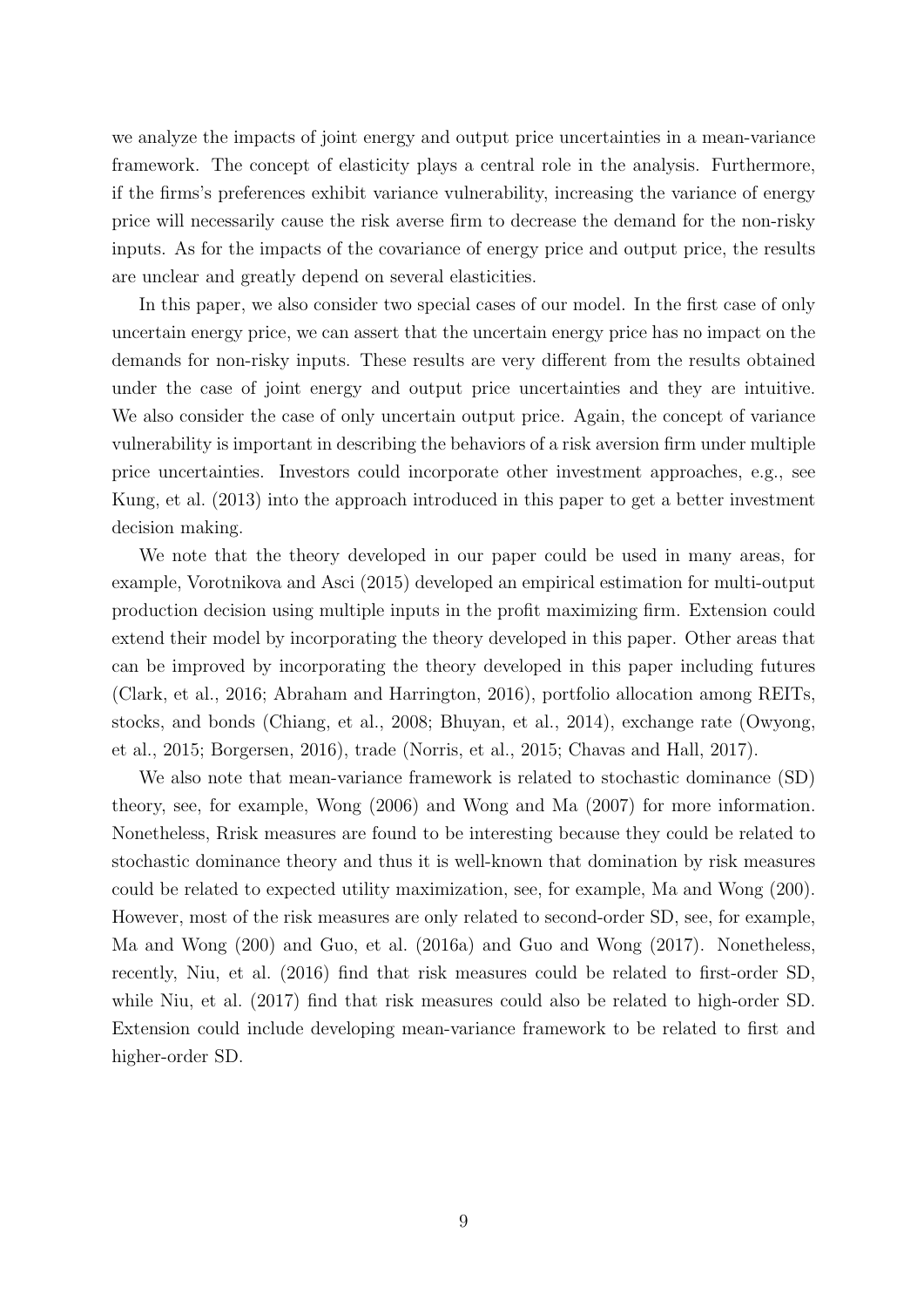we analyze the impacts of joint energy and output price uncertainties in a mean-variance framework. The concept of elasticity plays a central role in the analysis. Furthermore, if the firms's preferences exhibit variance vulnerability, increasing the variance of energy price will necessarily cause the risk averse firm to decrease the demand for the non-risky inputs. As for the impacts of the covariance of energy price and output price, the results are unclear and greatly depend on several elasticities.

In this paper, we also consider two special cases of our model. In the first case of only uncertain energy price, we can assert that the uncertain energy price has no impact on the demands for non-risky inputs. These results are very different from the results obtained under the case of joint energy and output price uncertainties and they are intuitive. We also consider the case of only uncertain output price. Again, the concept of variance vulnerability is important in describing the behaviors of a risk aversion firm under multiple price uncertainties. Investors could incorporate other investment approaches, e.g., see Kung, et al. (2013) into the approach introduced in this paper to get a better investment decision making.

We note that the theory developed in our paper could be used in many areas, for example, Vorotnikova and Asci (2015) developed an empirical estimation for multi-output production decision using multiple inputs in the profit maximizing firm. Extension could extend their model by incorporating the theory developed in this paper. Other areas that can be improved by incorporating the theory developed in this paper including futures (Clark, et al., 2016; Abraham and Harrington, 2016), portfolio allocation among REITs, stocks, and bonds (Chiang, et al., 2008; Bhuyan, et al., 2014), exchange rate (Owyong, et al., 2015; Borgersen, 2016), trade (Norris, et al., 2015; Chavas and Hall, 2017).

We also note that mean-variance framework is related to stochastic dominance (SD) theory, see, for example, Wong (2006) and Wong and Ma (2007) for more information. Nonetheless, Rrisk measures are found to be interesting because they could be related to stochastic dominance theory and thus it is well-known that domination by risk measures could be related to expected utility maximization, see, for example, Ma and Wong (200). However, most of the risk measures are only related to second-order SD, see, for example, Ma and Wong (200) and Guo, et al. (2016a) and Guo and Wong (2017). Nonetheless, recently, Niu, et al. (2016) find that risk measures could be related to first-order SD, while Niu, et al. (2017) find that risk measures could also be related to high-order SD. Extension could include developing mean-variance framework to be related to first and higher-order SD.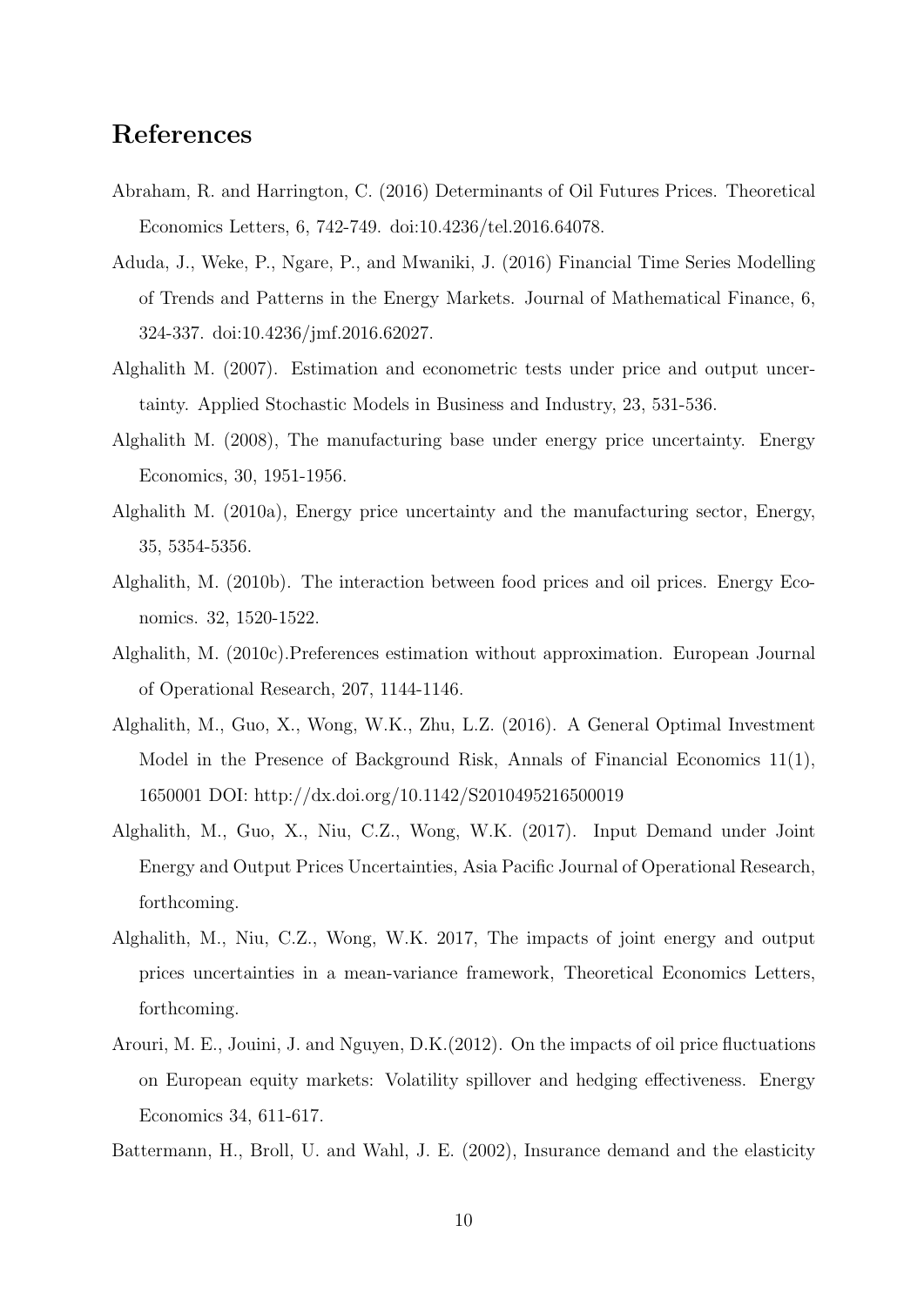## References

Abraham, R. and Harrington, C. (2016) Determinants of Oil Futures Prices. Theoretical Economics Letters, 6, 742-749. doi:10.4236/tel.2016.64078.

Aduda, J., Weke, P., Ngare, P., and Mwaniki, J. (2016) Financial Time Series Modelling of Trends and Patterns in the Energy Markets. Journal of Mathematical Finance, 6, 324-337. doi:10.4236/jmf.2016.62027.

Alghalith M. (2007). Estimation and econometric tests under price and output uncertainty. Applied Stochastic Models in Business and Industry, 23, 531-536.

Alghalith M. (2008), The manufacturing base under energy price uncertainty. Energy Economics, 30, 1951-1956.

Alghalith M. (2010a), Energy price uncertainty and the manufacturing sector, Energy, 35, 5354-5356.

Alghalith, M. (2010b). The interaction between food prices and oil prices. Energy Economics. 32, 1520-1522.

Alghalith, M. (2010c).Preferences estimation without approximation. European Journal of Operational Research, 207, 1144-1146.

Alghalith, M., Guo, X., Wong, W.K., Zhu, L.Z. (2016). A General Optimal Investment Model in the Presence of Background Risk, Annals of Financial Economics 11(1), 1650001 DOI: http://dx.doi.org/10.1142/S2010495216500019

Alghalith, M., Guo, X., Niu, C.Z., Wong, W.K. (2017). Input Demand under Joint Energy and Output Prices Uncertainties, Asia Pacific Journal of Operational Research, forthcoming.

Alghalith, M., Niu, C.Z., Wong, W.K. 2017, The impacts of joint energy and output prices uncertainties in a mean-variance framework, Theoretical Economics Letters, forthcoming.

Arouri, M. E., Jouini, J. and Nguyen, D.K.(2012). On the impacts of oil price fluctuations on European equity markets: Volatility spillover and hedging effectiveness. Energy Economics 34, 611-617.

Battermann, H., Broll, U. and Wahl, J. E. (2002), Insurance demand and the elasticity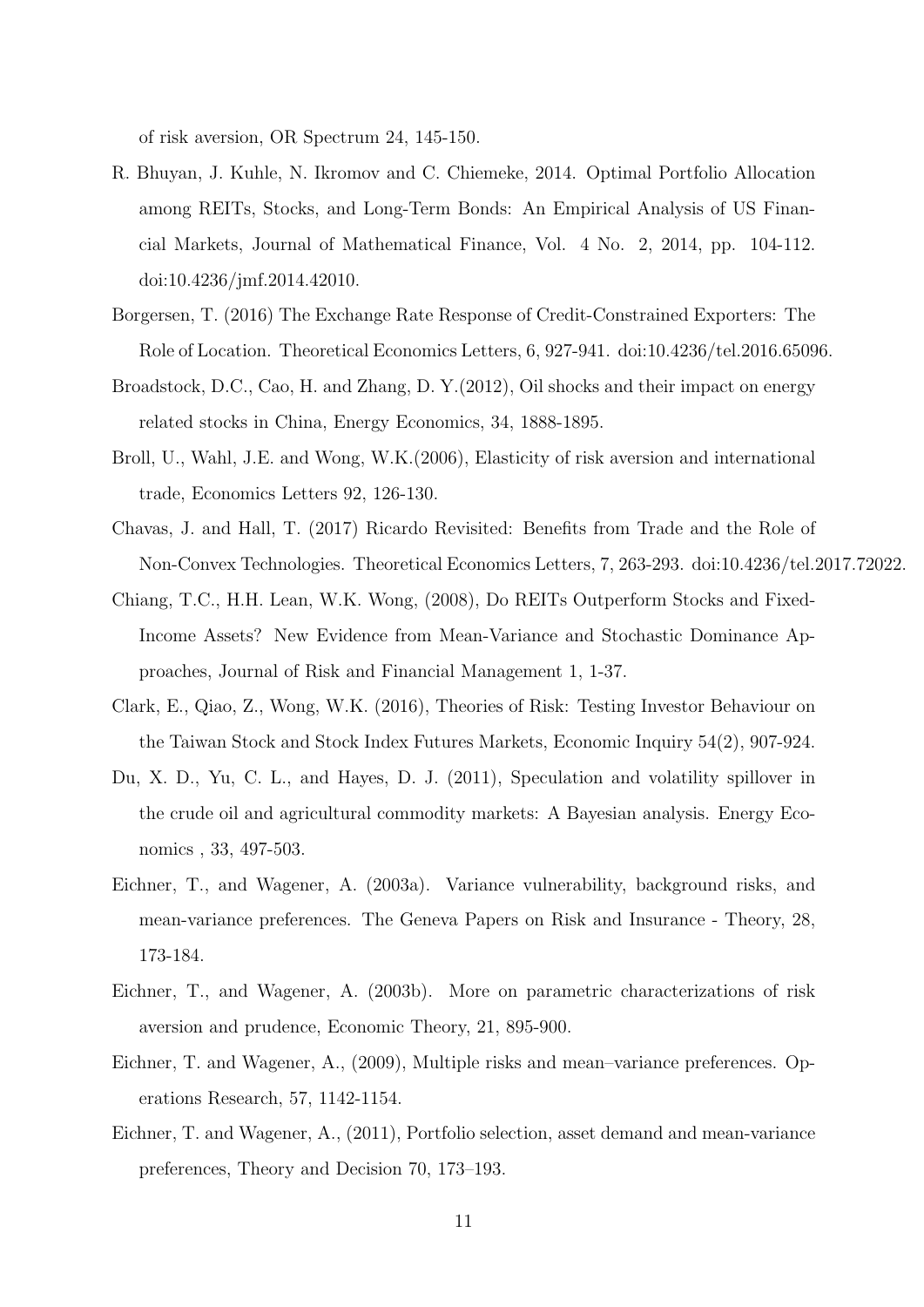of risk aversion, OR Spectrum 24, 145-150.

R. Bhuyan, J. Kuhle, N. Ikromov and C. Chiemeke, 2014. Optimal Portfolio Allocation among REITs, Stocks, and Long-Term Bonds: An Empirical Analysis of US Financial Markets, Journal of Mathematical Finance, Vol. 4 No. 2, 2014, pp. 104-112. doi:10.4236/jmf.2014.42010.

Borgersen, T. (2016) The Exchange Rate Response of Credit-Constrained Exporters: The Role of Location. Theoretical Economics Letters, 6, 927-941. doi:10.4236/tel.2016.65096.

Broadstock, D.C., Cao, H. and Zhang, D. Y.(2012), Oil shocks and their impact on energy related stocks in China, Energy Economics, 34, 1888-1895.

Broll, U., Wahl, J.E. and Wong, W.K.(2006), Elasticity of risk aversion and international trade, Economics Letters 92, 126-130.

Chavas, J. and Hall, T. (2017) Ricardo Revisited: Benefits from Trade and the Role of Non-Convex Technologies. Theoretical Economics Letters, 7, 263-293. doi:10.4236/tel.2017.72022.

Chiang, T.C., H.H. Lean, W.K. Wong, (2008), Do REITs Outperform Stocks and Fixed-Income Assets? New Evidence from Mean-Variance and Stochastic Dominance Approaches, Journal of Risk and Financial Management 1, 1-37.

Clark, E., Qiao, Z., Wong, W.K. (2016), Theories of Risk: Testing Investor Behaviour on the Taiwan Stock and Stock Index Futures Markets, Economic Inquiry 54(2), 907-924.

Du, X. D., Yu, C. L., and Hayes, D. J. (2011), Speculation and volatility spillover in the crude oil and agricultural commodity markets: A Bayesian analysis. Energy Economics , 33, 497-503.

Eichner, T., and Wagener, A. (2003a). Variance vulnerability, background risks, and mean-variance preferences. The Geneva Papers on Risk and Insurance - Theory, 28, 173-184.

Eichner, T., and Wagener, A. (2003b). More on parametric characterizations of risk aversion and prudence, Economic Theory, 21, 895-900.

Eichner, T. and Wagener, A., (2009), Multiple risks and mean–variance preferences. Operations Research, 57, 1142-1154.

Eichner, T. and Wagener, A., (2011), Portfolio selection, asset demand and mean-variance preferences, Theory and Decision 70, 173–193.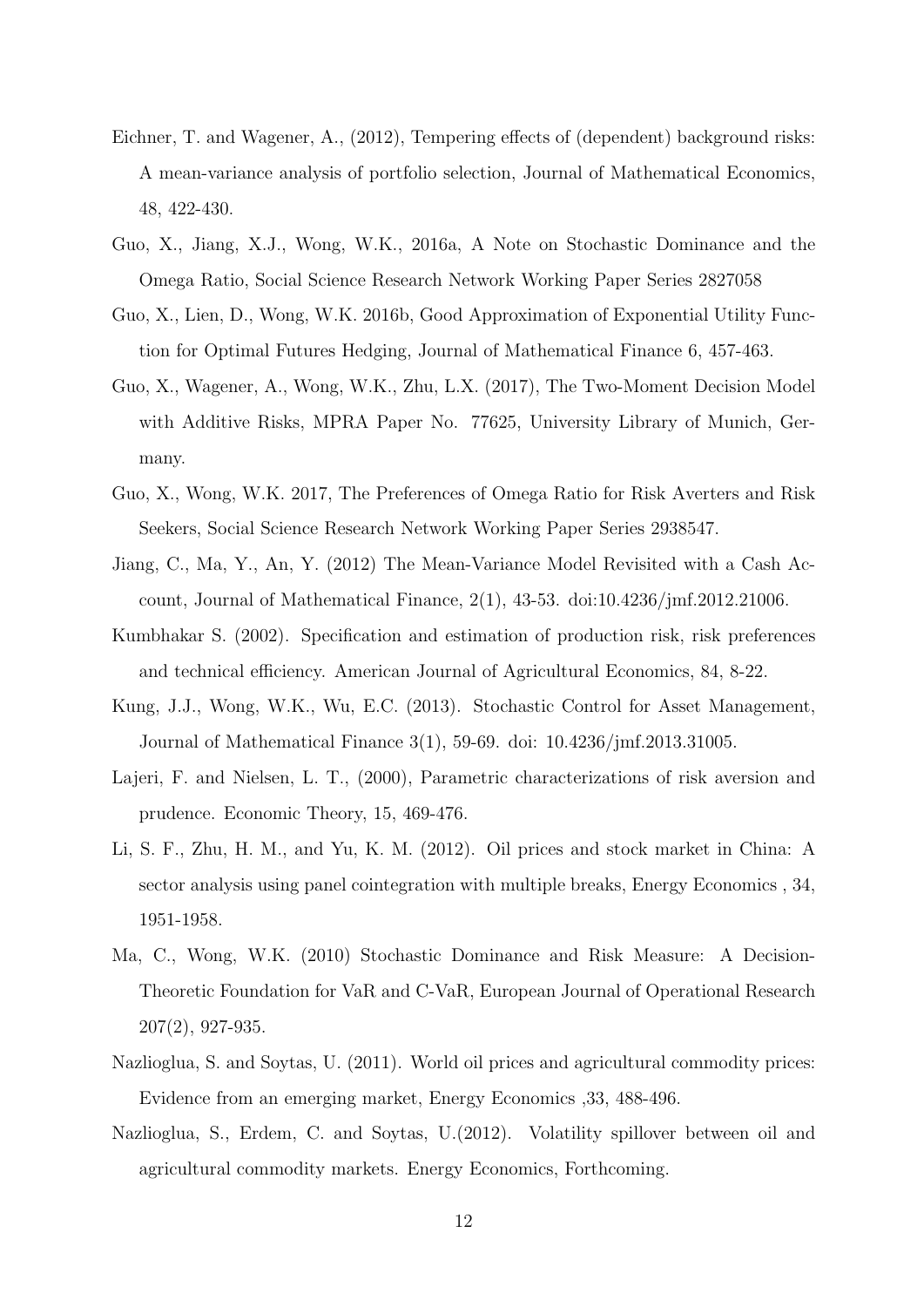Eichner, T. and Wagener, A., (2012), Tempering effects of (dependent) background risks: A mean-variance analysis of portfolio selection, Journal of Mathematical Economics, 48, 422-430.

Guo, X., Jiang, X.J., Wong, W.K., 2016a, A Note on Stochastic Dominance and the Omega Ratio, Social Science Research Network Working Paper Series 2827058

Guo, X., Lien, D., Wong, W.K. 2016b, Good Approximation of Exponential Utility Function for Optimal Futures Hedging, Journal of Mathematical Finance 6, 457-463.

Guo, X., Wagener, A., Wong, W.K., Zhu, L.X. (2017), The Two-Moment Decision Model with Additive Risks, MPRA Paper No. 77625, University Library of Munich, Germany.

Guo, X., Wong, W.K. 2017, The Preferences of Omega Ratio for Risk Averters and Risk Seekers, Social Science Research Network Working Paper Series 2938547.

Jiang, C., Ma, Y., An, Y. (2012) The Mean-Variance Model Revisited with a Cash Account, Journal of Mathematical Finance, 2(1), 43-53. doi:10.4236/jmf.2012.21006.

Kumbhakar S. (2002). Specification and estimation of production risk, risk preferences and technical efficiency. American Journal of Agricultural Economics, 84, 8-22.

Kung, J.J., Wong, W.K., Wu, E.C. (2013). Stochastic Control for Asset Management, Journal of Mathematical Finance 3(1), 59-69. doi: 10.4236/jmf.2013.31005.

Lajeri, F. and Nielsen, L. T., (2000), Parametric characterizations of risk aversion and prudence. Economic Theory, 15, 469-476.

Li, S. F., Zhu, H. M., and Yu, K. M. (2012). Oil prices and stock market in China: A sector analysis using panel cointegration with multiple breaks, Energy Economics , 34, 1951-1958.

Ma, C., Wong, W.K. (2010) Stochastic Dominance and Risk Measure: A Decision-Theoretic Foundation for VaR and C-VaR, European Journal of Operational Research 207(2), 927-935.

Nazlioglua, S. and Soytas, U. (2011). World oil prices and agricultural commodity prices: Evidence from an emerging market, Energy Economics ,33, 488-496.

Nazlioglua, S., Erdem, C. and Soytas, U.(2012). Volatility spillover between oil and agricultural commodity markets. Energy Economics, Forthcoming.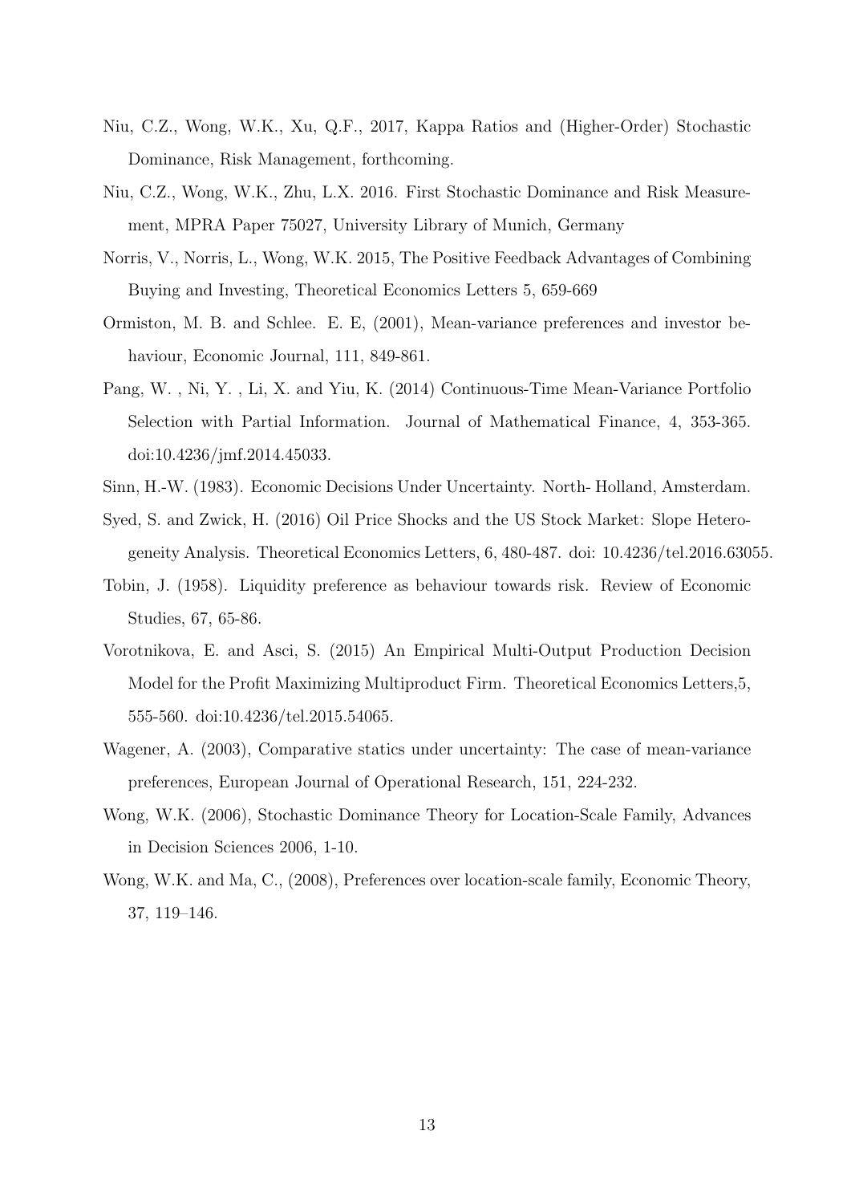Niu, C.Z., Wong, W.K., Xu, Q.F., 2017, Kappa Ratios and (Higher-Order) Stochastic Dominance, Risk Management, forthcoming.

Niu, C.Z., Wong, W.K., Zhu, L.X. 2016. First Stochastic Dominance and Risk Measurement, MPRA Paper 75027, University Library of Munich, Germany

Norris, V., Norris, L., Wong, W.K. 2015, The Positive Feedback Advantages of Combining Buying and Investing, Theoretical Economics Letters 5, 659-669

Ormiston, M. B. and Schlee. E. E, (2001), Mean-variance preferences and investor behaviour, Economic Journal, 111, 849-861.

Pang, W. , Ni, Y. , Li, X. and Yiu, K. (2014) Continuous-Time Mean-Variance Portfolio Selection with Partial Information. Journal of Mathematical Finance, 4, 353-365. doi:10.4236/jmf.2014.45033.

Sinn, H.-W. (1983). Economic Decisions Under Uncertainty. North- Holland, Amsterdam.

Syed, S. and Zwick, H. (2016) Oil Price Shocks and the US Stock Market: Slope Heterogeneity Analysis. Theoretical Economics Letters, 6, 480-487. doi: 10.4236/tel.2016.63055.

Tobin, J. (1958). Liquidity preference as behaviour towards risk. Review of Economic Studies, 67, 65-86.

Vorotnikova, E. and Asci, S. (2015) An Empirical Multi-Output Production Decision Model for the Profit Maximizing Multiproduct Firm. Theoretical Economics Letters,5, 555-560. doi:10.4236/tel.2015.54065.

Wagener, A. (2003), Comparative statics under uncertainty: The case of mean-variance preferences, European Journal of Operational Research, 151, 224-232.

Wong, W.K. (2006), Stochastic Dominance Theory for Location-Scale Family, Advances in Decision Sciences 2006, 1-10.

Wong, W.K. and Ma, C., (2008), Preferences over location-scale family, Economic Theory, 37, 119–146.